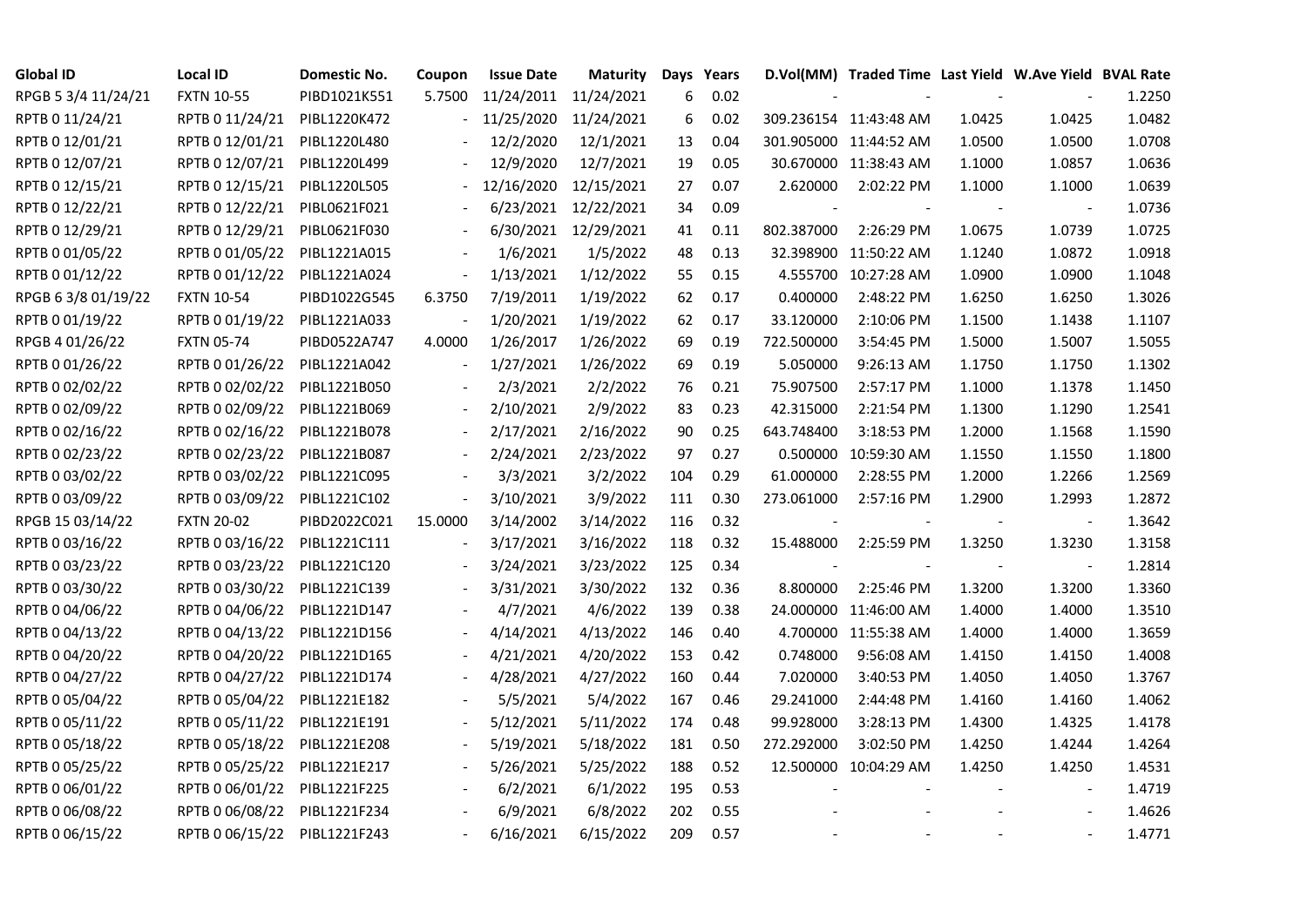| Global ID | Local ID | Domestic No. | Coupon | Issue Date | Maturity | Days | Years | D.Vol(MM) | Traded Time | Last Yield | W.Ave Yield | BVAL Rate |
|---|---|---|---|---|---|---|---|---|---|---|---|---|
| RPGB 5 3/4 11/24/21 | FXTN 10-55 | PIBD1021K551 | 5.7500 | 11/24/2011 | 11/24/2021 | 6 | 0.02 | - | - | - | - | 1.2250 |
| RPTB 0 11/24/21 | RPTB 0 11/24/21 | PIBL1220K472 | - | 11/25/2020 | 11/24/2021 | 6 | 0.02 | 309.236154 | 11:43:48 AM | 1.0425 | 1.0425 | 1.0482 |
| RPTB 0 12/01/21 | RPTB 0 12/01/21 | PIBL1220L480 | - | 12/2/2020 | 12/1/2021 | 13 | 0.04 | 301.905000 | 11:44:52 AM | 1.0500 | 1.0500 | 1.0708 |
| RPTB 0 12/07/21 | RPTB 0 12/07/21 | PIBL1220L499 | - | 12/9/2020 | 12/7/2021 | 19 | 0.05 | 30.670000 | 11:38:43 AM | 1.1000 | 1.0857 | 1.0636 |
| RPTB 0 12/15/21 | RPTB 0 12/15/21 | PIBL1220L505 | - | 12/16/2020 | 12/15/2021 | 27 | 0.07 | 2.620000 | 2:02:22 PM | 1.1000 | 1.1000 | 1.0639 |
| RPTB 0 12/22/21 | RPTB 0 12/22/21 | PIBL0621F021 | - | 6/23/2021 | 12/22/2021 | 34 | 0.09 | - | - | - | - | 1.0736 |
| RPTB 0 12/29/21 | RPTB 0 12/29/21 | PIBL0621F030 | - | 6/30/2021 | 12/29/2021 | 41 | 0.11 | 802.387000 | 2:26:29 PM | 1.0675 | 1.0739 | 1.0725 |
| RPTB 0 01/05/22 | RPTB 0 01/05/22 | PIBL1221A015 | - | 1/6/2021 | 1/5/2022 | 48 | 0.13 | 32.398900 | 11:50:22 AM | 1.1240 | 1.0872 | 1.0918 |
| RPTB 0 01/12/22 | RPTB 0 01/12/22 | PIBL1221A024 | - | 1/13/2021 | 1/12/2022 | 55 | 0.15 | 4.555700 | 10:27:28 AM | 1.0900 | 1.0900 | 1.1048 |
| RPGB 6 3/8 01/19/22 | FXTN 10-54 | PIBD1022G545 | 6.3750 | 7/19/2011 | 1/19/2022 | 62 | 0.17 | 0.400000 | 2:48:22 PM | 1.6250 | 1.6250 | 1.3026 |
| RPTB 0 01/19/22 | RPTB 0 01/19/22 | PIBL1221A033 | - | 1/20/2021 | 1/19/2022 | 62 | 0.17 | 33.120000 | 2:10:06 PM | 1.1500 | 1.1438 | 1.1107 |
| RPGB 4 01/26/22 | FXTN 05-74 | PIBD0522A747 | 4.0000 | 1/26/2017 | 1/26/2022 | 69 | 0.19 | 722.500000 | 3:54:45 PM | 1.5000 | 1.5007 | 1.5055 |
| RPTB 0 01/26/22 | RPTB 0 01/26/22 | PIBL1221A042 | - | 1/27/2021 | 1/26/2022 | 69 | 0.19 | 5.050000 | 9:26:13 AM | 1.1750 | 1.1750 | 1.1302 |
| RPTB 0 02/02/22 | RPTB 0 02/02/22 | PIBL1221B050 | - | 2/3/2021 | 2/2/2022 | 76 | 0.21 | 75.907500 | 2:57:17 PM | 1.1000 | 1.1378 | 1.1450 |
| RPTB 0 02/09/22 | RPTB 0 02/09/22 | PIBL1221B069 | - | 2/10/2021 | 2/9/2022 | 83 | 0.23 | 42.315000 | 2:21:54 PM | 1.1300 | 1.1290 | 1.2541 |
| RPTB 0 02/16/22 | RPTB 0 02/16/22 | PIBL1221B078 | - | 2/17/2021 | 2/16/2022 | 90 | 0.25 | 643.748400 | 3:18:53 PM | 1.2000 | 1.1568 | 1.1590 |
| RPTB 0 02/23/22 | RPTB 0 02/23/22 | PIBL1221B087 | - | 2/24/2021 | 2/23/2022 | 97 | 0.27 | 0.500000 | 10:59:30 AM | 1.1550 | 1.1550 | 1.1800 |
| RPTB 0 03/02/22 | RPTB 0 03/02/22 | PIBL1221C095 | - | 3/3/2021 | 3/2/2022 | 104 | 0.29 | 61.000000 | 2:28:55 PM | 1.2000 | 1.2266 | 1.2569 |
| RPTB 0 03/09/22 | RPTB 0 03/09/22 | PIBL1221C102 | - | 3/10/2021 | 3/9/2022 | 111 | 0.30 | 273.061000 | 2:57:16 PM | 1.2900 | 1.2993 | 1.2872 |
| RPGB 15 03/14/22 | FXTN 20-02 | PIBD2022C021 | 15.0000 | 3/14/2002 | 3/14/2022 | 116 | 0.32 | - | - | - | - | 1.3642 |
| RPTB 0 03/16/22 | RPTB 0 03/16/22 | PIBL1221C111 | - | 3/17/2021 | 3/16/2022 | 118 | 0.32 | 15.488000 | 2:25:59 PM | 1.3250 | 1.3230 | 1.3158 |
| RPTB 0 03/23/22 | RPTB 0 03/23/22 | PIBL1221C120 | - | 3/24/2021 | 3/23/2022 | 125 | 0.34 | - | - | - | - | 1.2814 |
| RPTB 0 03/30/22 | RPTB 0 03/30/22 | PIBL1221C139 | - | 3/31/2021 | 3/30/2022 | 132 | 0.36 | 8.800000 | 2:25:46 PM | 1.3200 | 1.3200 | 1.3360 |
| RPTB 0 04/06/22 | RPTB 0 04/06/22 | PIBL1221D147 | - | 4/7/2021 | 4/6/2022 | 139 | 0.38 | 24.000000 | 11:46:00 AM | 1.4000 | 1.4000 | 1.3510 |
| RPTB 0 04/13/22 | RPTB 0 04/13/22 | PIBL1221D156 | - | 4/14/2021 | 4/13/2022 | 146 | 0.40 | 4.700000 | 11:55:38 AM | 1.4000 | 1.4000 | 1.3659 |
| RPTB 0 04/20/22 | RPTB 0 04/20/22 | PIBL1221D165 | - | 4/21/2021 | 4/20/2022 | 153 | 0.42 | 0.748000 | 9:56:08 AM | 1.4150 | 1.4150 | 1.4008 |
| RPTB 0 04/27/22 | RPTB 0 04/27/22 | PIBL1221D174 | - | 4/28/2021 | 4/27/2022 | 160 | 0.44 | 7.020000 | 3:40:53 PM | 1.4050 | 1.4050 | 1.3767 |
| RPTB 0 05/04/22 | RPTB 0 05/04/22 | PIBL1221E182 | - | 5/5/2021 | 5/4/2022 | 167 | 0.46 | 29.241000 | 2:44:48 PM | 1.4160 | 1.4160 | 1.4062 |
| RPTB 0 05/11/22 | RPTB 0 05/11/22 | PIBL1221E191 | - | 5/12/2021 | 5/11/2022 | 174 | 0.48 | 99.928000 | 3:28:13 PM | 1.4300 | 1.4325 | 1.4178 |
| RPTB 0 05/18/22 | RPTB 0 05/18/22 | PIBL1221E208 | - | 5/19/2021 | 5/18/2022 | 181 | 0.50 | 272.292000 | 3:02:50 PM | 1.4250 | 1.4244 | 1.4264 |
| RPTB 0 05/25/22 | RPTB 0 05/25/22 | PIBL1221E217 | - | 5/26/2021 | 5/25/2022 | 188 | 0.52 | 12.500000 | 10:04:29 AM | 1.4250 | 1.4250 | 1.4531 |
| RPTB 0 06/01/22 | RPTB 0 06/01/22 | PIBL1221F225 | - | 6/2/2021 | 6/1/2022 | 195 | 0.53 | - | - | - | - | 1.4719 |
| RPTB 0 06/08/22 | RPTB 0 06/08/22 | PIBL1221F234 | - | 6/9/2021 | 6/8/2022 | 202 | 0.55 | - | - | - | - | 1.4626 |
| RPTB 0 06/15/22 | RPTB 0 06/15/22 | PIBL1221F243 | - | 6/16/2021 | 6/15/2022 | 209 | 0.57 | - | - | - | - | 1.4771 |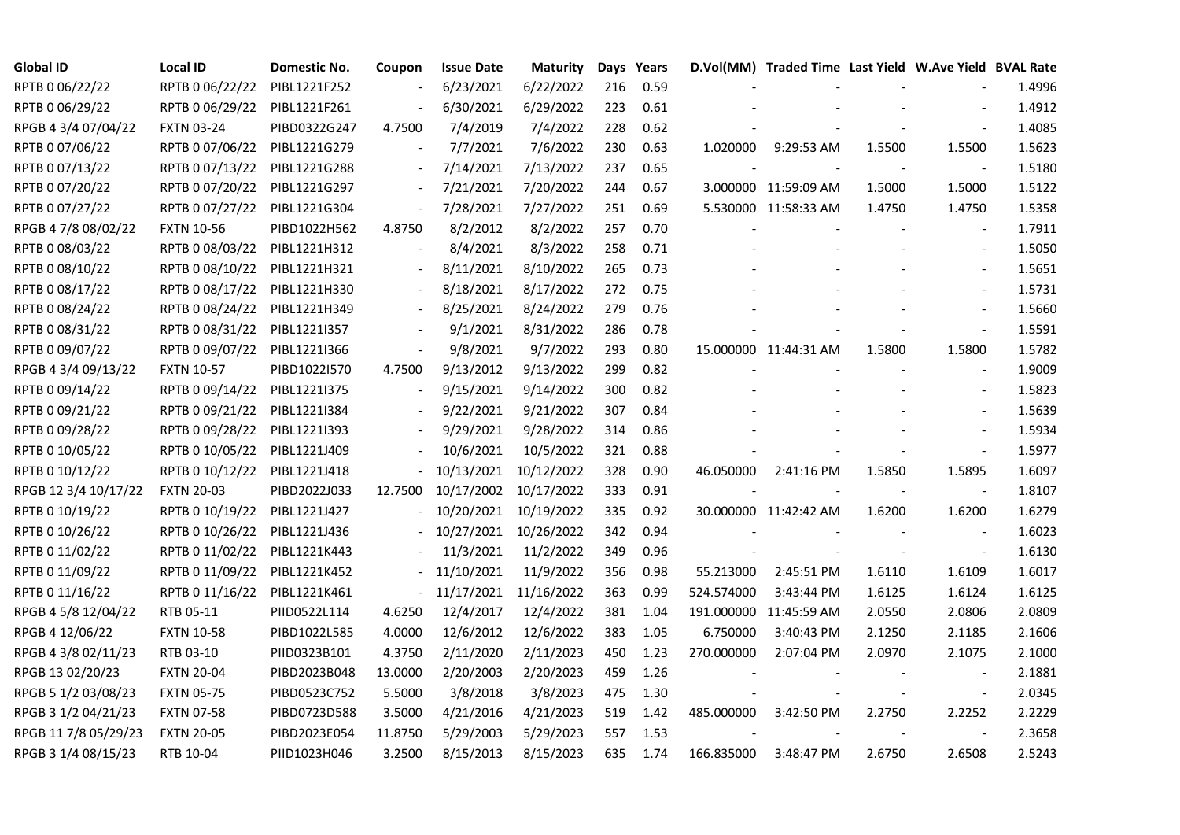| Global ID | Local ID | Domestic No. | Coupon | Issue Date | Maturity | Days | Years | D.Vol(MM) | Traded Time | Last Yield | W.Ave Yield | BVAL Rate |
|---|---|---|---|---|---|---|---|---|---|---|---|---|
| RPTB 0 06/22/22 | RPTB 0 06/22/22 | PIBL1221F252 | - | 6/23/2021 | 6/22/2022 | 216 | 0.59 | - | - | - | - | 1.4996 |
| RPTB 0 06/29/22 | RPTB 0 06/29/22 | PIBL1221F261 | - | 6/30/2021 | 6/29/2022 | 223 | 0.61 | - | - | - | - | 1.4912 |
| RPGB 4 3/4 07/04/22 | FXTN 03-24 | PIBD0322G247 | 4.7500 | 7/4/2019 | 7/4/2022 | 228 | 0.62 | - | - | - | - | 1.4085 |
| RPTB 0 07/06/22 | RPTB 0 07/06/22 | PIBL1221G279 | - | 7/7/2021 | 7/6/2022 | 230 | 0.63 | 1.020000 | 9:29:53 AM | 1.5500 | 1.5500 | 1.5623 |
| RPTB 0 07/13/22 | RPTB 0 07/13/22 | PIBL1221G288 | - | 7/14/2021 | 7/13/2022 | 237 | 0.65 | - | - | - | - | 1.5180 |
| RPTB 0 07/20/22 | RPTB 0 07/20/22 | PIBL1221G297 | - | 7/21/2021 | 7/20/2022 | 244 | 0.67 | 3.000000 | 11:59:09 AM | 1.5000 | 1.5000 | 1.5122 |
| RPTB 0 07/27/22 | RPTB 0 07/27/22 | PIBL1221G304 | - | 7/28/2021 | 7/27/2022 | 251 | 0.69 | 5.530000 | 11:58:33 AM | 1.4750 | 1.4750 | 1.5358 |
| RPGB 4 7/8 08/02/22 | FXTN 10-56 | PIBD1022H562 | 4.8750 | 8/2/2012 | 8/2/2022 | 257 | 0.70 | - | - | - | - | 1.7911 |
| RPTB 0 08/03/22 | RPTB 0 08/03/22 | PIBL1221H312 | - | 8/4/2021 | 8/3/2022 | 258 | 0.71 | - | - | - | - | 1.5050 |
| RPTB 0 08/10/22 | RPTB 0 08/10/22 | PIBL1221H321 | - | 8/11/2021 | 8/10/2022 | 265 | 0.73 | - | - | - | - | 1.5651 |
| RPTB 0 08/17/22 | RPTB 0 08/17/22 | PIBL1221H330 | - | 8/18/2021 | 8/17/2022 | 272 | 0.75 | - | - | - | - | 1.5731 |
| RPTB 0 08/24/22 | RPTB 0 08/24/22 | PIBL1221H349 | - | 8/25/2021 | 8/24/2022 | 279 | 0.76 | - | - | - | - | 1.5660 |
| RPTB 0 08/31/22 | RPTB 0 08/31/22 | PIBL1221I357 | - | 9/1/2021 | 8/31/2022 | 286 | 0.78 | - | - | - | - | 1.5591 |
| RPTB 0 09/07/22 | RPTB 0 09/07/22 | PIBL1221I366 | - | 9/8/2021 | 9/7/2022 | 293 | 0.80 | 15.000000 | 11:44:31 AM | 1.5800 | 1.5800 | 1.5782 |
| RPGB 4 3/4 09/13/22 | FXTN 10-57 | PIBD1022I570 | 4.7500 | 9/13/2012 | 9/13/2022 | 299 | 0.82 | - | - | - | - | 1.9009 |
| RPTB 0 09/14/22 | RPTB 0 09/14/22 | PIBL1221I375 | - | 9/15/2021 | 9/14/2022 | 300 | 0.82 | - | - | - | - | 1.5823 |
| RPTB 0 09/21/22 | RPTB 0 09/21/22 | PIBL1221I384 | - | 9/22/2021 | 9/21/2022 | 307 | 0.84 | - | - | - | - | 1.5639 |
| RPTB 0 09/28/22 | RPTB 0 09/28/22 | PIBL1221I393 | - | 9/29/2021 | 9/28/2022 | 314 | 0.86 | - | - | - | - | 1.5934 |
| RPTB 0 10/05/22 | RPTB 0 10/05/22 | PIBL1221J409 | - | 10/6/2021 | 10/5/2022 | 321 | 0.88 | - | - | - | - | 1.5977 |
| RPTB 0 10/12/22 | RPTB 0 10/12/22 | PIBL1221J418 | - | 10/13/2021 | 10/12/2022 | 328 | 0.90 | 46.050000 | 2:41:16 PM | 1.5850 | 1.5895 | 1.6097 |
| RPGB 12 3/4 10/17/22 | FXTN 20-03 | PIBD2022J033 | 12.7500 | 10/17/2002 | 10/17/2022 | 333 | 0.91 | - | - | - | - | 1.8107 |
| RPTB 0 10/19/22 | RPTB 0 10/19/22 | PIBL1221J427 | - | 10/20/2021 | 10/19/2022 | 335 | 0.92 | 30.000000 | 11:42:42 AM | 1.6200 | 1.6200 | 1.6279 |
| RPTB 0 10/26/22 | RPTB 0 10/26/22 | PIBL1221J436 | - | 10/27/2021 | 10/26/2022 | 342 | 0.94 | - | - | - | - | 1.6023 |
| RPTB 0 11/02/22 | RPTB 0 11/02/22 | PIBL1221K443 | - | 11/3/2021 | 11/2/2022 | 349 | 0.96 | - | - | - | - | 1.6130 |
| RPTB 0 11/09/22 | RPTB 0 11/09/22 | PIBL1221K452 | - | 11/10/2021 | 11/9/2022 | 356 | 0.98 | 55.213000 | 2:45:51 PM | 1.6110 | 1.6109 | 1.6017 |
| RPTB 0 11/16/22 | RPTB 0 11/16/22 | PIBL1221K461 | - | 11/17/2021 | 11/16/2022 | 363 | 0.99 | 524.574000 | 3:43:44 PM | 1.6125 | 1.6124 | 1.6125 |
| RPGB 4 5/8 12/04/22 | RTB 05-11 | PIID0522L114 | 4.6250 | 12/4/2017 | 12/4/2022 | 381 | 1.04 | 191.000000 | 11:45:59 AM | 2.0550 | 2.0806 | 2.0809 |
| RPGB 4 12/06/22 | FXTN 10-58 | PIBD1022L585 | 4.0000 | 12/6/2012 | 12/6/2022 | 383 | 1.05 | 6.750000 | 3:40:43 PM | 2.1250 | 2.1185 | 2.1606 |
| RPGB 4 3/8 02/11/23 | RTB 03-10 | PIID0323B101 | 4.3750 | 2/11/2020 | 2/11/2023 | 450 | 1.23 | 270.000000 | 2:07:04 PM | 2.0970 | 2.1075 | 2.1000 |
| RPGB 13 02/20/23 | FXTN 20-04 | PIBD2023B048 | 13.0000 | 2/20/2003 | 2/20/2023 | 459 | 1.26 | - | - | - | - | 2.1881 |
| RPGB 5 1/2 03/08/23 | FXTN 05-75 | PIBD0523C752 | 5.5000 | 3/8/2018 | 3/8/2023 | 475 | 1.30 | - | - | - | - | 2.0345 |
| RPGB 3 1/2 04/21/23 | FXTN 07-58 | PIBD0723D588 | 3.5000 | 4/21/2016 | 4/21/2023 | 519 | 1.42 | 485.000000 | 3:42:50 PM | 2.2750 | 2.2252 | 2.2229 |
| RPGB 11 7/8 05/29/23 | FXTN 20-05 | PIBD2023E054 | 11.8750 | 5/29/2003 | 5/29/2023 | 557 | 1.53 | - | - | - | - | 2.3658 |
| RPGB 3 1/4 08/15/23 | RTB 10-04 | PIID1023H046 | 3.2500 | 8/15/2013 | 8/15/2023 | 635 | 1.74 | 166.835000 | 3:48:47 PM | 2.6750 | 2.6508 | 2.5243 |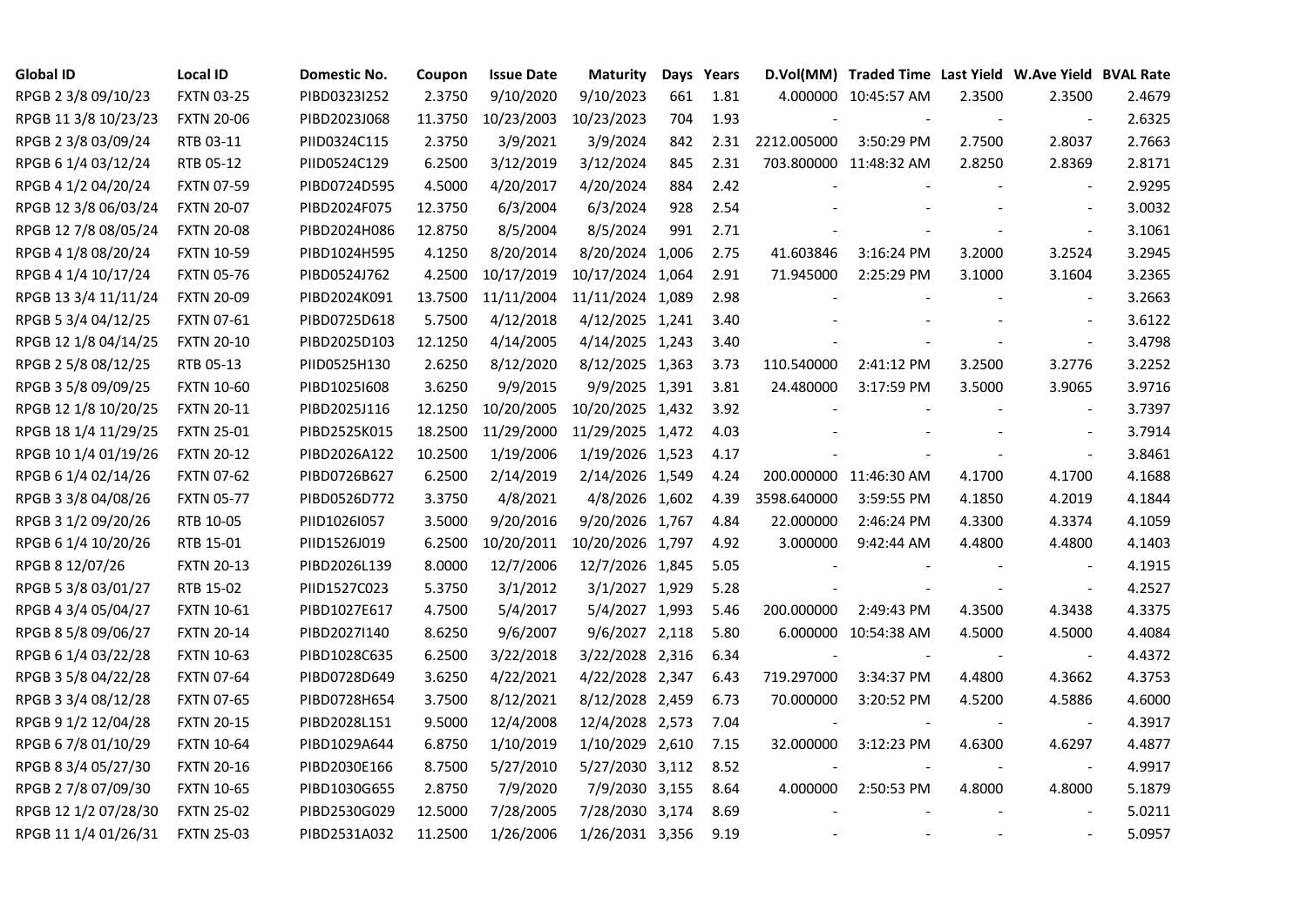| Global ID | Local ID | Domestic No. | Coupon | Issue Date | Maturity | Days | Years | D.Vol(MM) | Traded Time | Last Yield | W.Ave Yield | BVAL Rate |
|---|---|---|---|---|---|---|---|---|---|---|---|---|
| RPGB 2 3/8 09/10/23 | FXTN 03-25 | PIBD0323I252 | 2.3750 | 9/10/2020 | 9/10/2023 | 661 | 1.81 | 4.000000 | 10:45:57 AM | 2.3500 | 2.3500 | 2.4679 |
| RPGB 11 3/8 10/23/23 | FXTN 20-06 | PIBD2023J068 | 11.3750 | 10/23/2003 | 10/23/2023 | 704 | 1.93 | - | - | - | - | 2.6325 |
| RPGB 2 3/8 03/09/24 | RTB 03-11 | PIID0324C115 | 2.3750 | 3/9/2021 | 3/9/2024 | 842 | 2.31 | 2212.005000 | 3:50:29 PM | 2.7500 | 2.8037 | 2.7663 |
| RPGB 6 1/4 03/12/24 | RTB 05-12 | PIID0524C129 | 6.2500 | 3/12/2019 | 3/12/2024 | 845 | 2.31 | 703.800000 | 11:48:32 AM | 2.8250 | 2.8369 | 2.8171 |
| RPGB 4 1/2 04/20/24 | FXTN 07-59 | PIBD0724D595 | 4.5000 | 4/20/2017 | 4/20/2024 | 884 | 2.42 | - | - | - | - | 2.9295 |
| RPGB 12 3/8 06/03/24 | FXTN 20-07 | PIBD2024F075 | 12.3750 | 6/3/2004 | 6/3/2024 | 928 | 2.54 | - | - | - | - | 3.0032 |
| RPGB 12 7/8 08/05/24 | FXTN 20-08 | PIBD2024H086 | 12.8750 | 8/5/2004 | 8/5/2024 | 991 | 2.71 | - | - | - | - | 3.1061 |
| RPGB 4 1/8 08/20/24 | FXTN 10-59 | PIBD1024H595 | 4.1250 | 8/20/2014 | 8/20/2024 | 1,006 | 2.75 | 41.603846 | 3:16:24 PM | 3.2000 | 3.2524 | 3.2945 |
| RPGB 4 1/4 10/17/24 | FXTN 05-76 | PIBD0524J762 | 4.2500 | 10/17/2019 | 10/17/2024 | 1,064 | 2.91 | 71.945000 | 2:25:29 PM | 3.1000 | 3.1604 | 3.2365 |
| RPGB 13 3/4 11/11/24 | FXTN 20-09 | PIBD2024K091 | 13.7500 | 11/11/2004 | 11/11/2024 | 1,089 | 2.98 | - | - | - | - | 3.2663 |
| RPGB 5 3/4 04/12/25 | FXTN 07-61 | PIBD0725D618 | 5.7500 | 4/12/2018 | 4/12/2025 | 1,241 | 3.40 | - | - | - | - | 3.6122 |
| RPGB 12 1/8 04/14/25 | FXTN 20-10 | PIBD2025D103 | 12.1250 | 4/14/2005 | 4/14/2025 | 1,243 | 3.40 | - | - | - | - | 3.4798 |
| RPGB 2 5/8 08/12/25 | RTB 05-13 | PIID0525H130 | 2.6250 | 8/12/2020 | 8/12/2025 | 1,363 | 3.73 | 110.540000 | 2:41:12 PM | 3.2500 | 3.2776 | 3.2252 |
| RPGB 3 5/8 09/09/25 | FXTN 10-60 | PIBD1025I608 | 3.6250 | 9/9/2015 | 9/9/2025 | 1,391 | 3.81 | 24.480000 | 3:17:59 PM | 3.5000 | 3.9065 | 3.9716 |
| RPGB 12 1/8 10/20/25 | FXTN 20-11 | PIBD2025J116 | 12.1250 | 10/20/2005 | 10/20/2025 | 1,432 | 3.92 | - | - | - | - | 3.7397 |
| RPGB 18 1/4 11/29/25 | FXTN 25-01 | PIBD2525K015 | 18.2500 | 11/29/2000 | 11/29/2025 | 1,472 | 4.03 | - | - | - | - | 3.7914 |
| RPGB 10 1/4 01/19/26 | FXTN 20-12 | PIBD2026A122 | 10.2500 | 1/19/2006 | 1/19/2026 | 1,523 | 4.17 | - | - | - | - | 3.8461 |
| RPGB 6 1/4 02/14/26 | FXTN 07-62 | PIBD0726B627 | 6.2500 | 2/14/2019 | 2/14/2026 | 1,549 | 4.24 | 200.000000 | 11:46:30 AM | 4.1700 | 4.1700 | 4.1688 |
| RPGB 3 3/8 04/08/26 | FXTN 05-77 | PIBD0526D772 | 3.3750 | 4/8/2021 | 4/8/2026 | 1,602 | 4.39 | 3598.640000 | 3:59:55 PM | 4.1850 | 4.2019 | 4.1844 |
| RPGB 3 1/2 09/20/26 | RTB 10-05 | PIID1026I057 | 3.5000 | 9/20/2016 | 9/20/2026 | 1,767 | 4.84 | 22.000000 | 2:46:24 PM | 4.3300 | 4.3374 | 4.1059 |
| RPGB 6 1/4 10/20/26 | RTB 15-01 | PIID1526J019 | 6.2500 | 10/20/2011 | 10/20/2026 | 1,797 | 4.92 | 3.000000 | 9:42:44 AM | 4.4800 | 4.4800 | 4.1403 |
| RPGB 8 12/07/26 | FXTN 20-13 | PIBD2026L139 | 8.0000 | 12/7/2006 | 12/7/2026 | 1,845 | 5.05 | - | - | - | - | 4.1915 |
| RPGB 5 3/8 03/01/27 | RTB 15-02 | PIID1527C023 | 5.3750 | 3/1/2012 | 3/1/2027 | 1,929 | 5.28 | - | - | - | - | 4.2527 |
| RPGB 4 3/4 05/04/27 | FXTN 10-61 | PIBD1027E617 | 4.7500 | 5/4/2017 | 5/4/2027 | 1,993 | 5.46 | 200.000000 | 2:49:43 PM | 4.3500 | 4.3438 | 4.3375 |
| RPGB 8 5/8 09/06/27 | FXTN 20-14 | PIBD2027I140 | 8.6250 | 9/6/2007 | 9/6/2027 | 2,118 | 5.80 | 6.000000 | 10:54:38 AM | 4.5000 | 4.5000 | 4.4084 |
| RPGB 6 1/4 03/22/28 | FXTN 10-63 | PIBD1028C635 | 6.2500 | 3/22/2018 | 3/22/2028 | 2,316 | 6.34 | - | - | - | - | 4.4372 |
| RPGB 3 5/8 04/22/28 | FXTN 07-64 | PIBD0728D649 | 3.6250 | 4/22/2021 | 4/22/2028 | 2,347 | 6.43 | 719.297000 | 3:34:37 PM | 4.4800 | 4.3662 | 4.3753 |
| RPGB 3 3/4 08/12/28 | FXTN 07-65 | PIBD0728H654 | 3.7500 | 8/12/2021 | 8/12/2028 | 2,459 | 6.73 | 70.000000 | 3:20:52 PM | 4.5200 | 4.5886 | 4.6000 |
| RPGB 9 1/2 12/04/28 | FXTN 20-15 | PIBD2028L151 | 9.5000 | 12/4/2008 | 12/4/2028 | 2,573 | 7.04 | - | - | - | - | 4.3917 |
| RPGB 6 7/8 01/10/29 | FXTN 10-64 | PIBD1029A644 | 6.8750 | 1/10/2019 | 1/10/2029 | 2,610 | 7.15 | 32.000000 | 3:12:23 PM | 4.6300 | 4.6297 | 4.4877 |
| RPGB 8 3/4 05/27/30 | FXTN 20-16 | PIBD2030E166 | 8.7500 | 5/27/2010 | 5/27/2030 | 3,112 | 8.52 | - | - | - | - | 4.9917 |
| RPGB 2 7/8 07/09/30 | FXTN 10-65 | PIBD1030G655 | 2.8750 | 7/9/2020 | 7/9/2030 | 3,155 | 8.64 | 4.000000 | 2:50:53 PM | 4.8000 | 4.8000 | 5.1879 |
| RPGB 12 1/2 07/28/30 | FXTN 25-02 | PIBD2530G029 | 12.5000 | 7/28/2005 | 7/28/2030 | 3,174 | 8.69 | - | - | - | - | 5.0211 |
| RPGB 11 1/4 01/26/31 | FXTN 25-03 | PIBD2531A032 | 11.2500 | 1/26/2006 | 1/26/2031 | 3,356 | 9.19 | - | - | - | - | 5.0957 |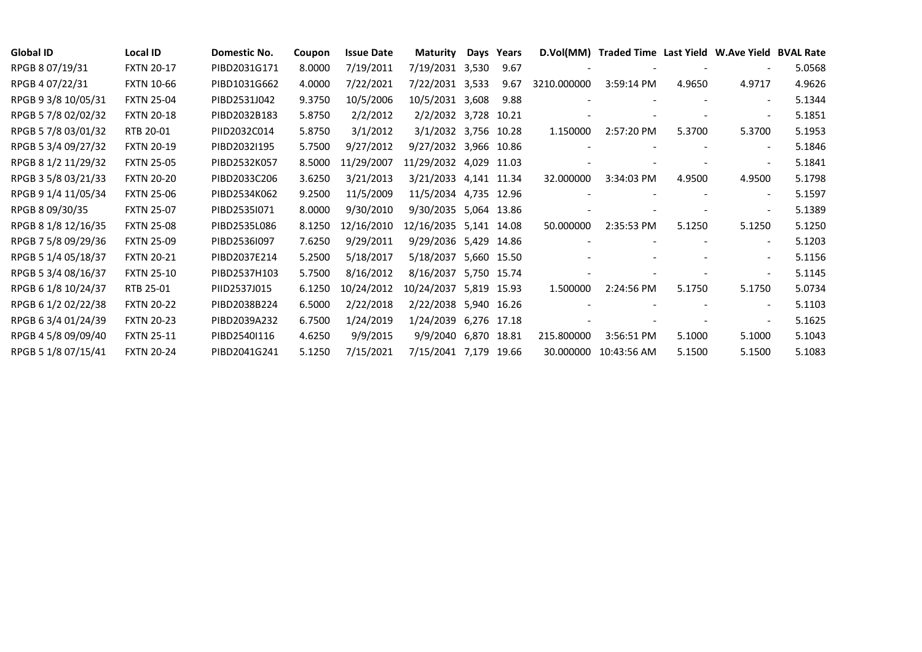| Global ID | Local ID | Domestic No. | Coupon | Issue Date | Maturity | Days | Years | D.Vol(MM) | Traded Time | Last Yield | W.Ave Yield | BVAL Rate |
|---|---|---|---|---|---|---|---|---|---|---|---|---|
| RPGB 8 07/19/31 | FXTN 20-17 | PIBD2031G171 | 8.0000 | 7/19/2011 | 7/19/2031 | 3,530 | 9.67 | - | - | - | - | 5.0568 |
| RPGB 4 07/22/31 | FXTN 10-66 | PIBD1031G662 | 4.0000 | 7/22/2021 | 7/22/2031 | 3,533 | 9.67 | 3210.000000 | 3:59:14 PM | 4.9650 | 4.9717 | 4.9626 |
| RPGB 9 3/8 10/05/31 | FXTN 25-04 | PIBD2531J042 | 9.3750 | 10/5/2006 | 10/5/2031 | 3,608 | 9.88 | - | - | - | - | 5.1344 |
| RPGB 5 7/8 02/02/32 | FXTN 20-18 | PIBD2032B183 | 5.8750 | 2/2/2012 | 2/2/2032 | 3,728 | 10.21 | - | - | - | - | 5.1851 |
| RPGB 5 7/8 03/01/32 | RTB 20-01 | PIID2032C014 | 5.8750 | 3/1/2012 | 3/1/2032 | 3,756 | 10.28 | 1.150000 | 2:57:20 PM | 5.3700 | 5.3700 | 5.1953 |
| RPGB 5 3/4 09/27/32 | FXTN 20-19 | PIBD2032I195 | 5.7500 | 9/27/2012 | 9/27/2032 | 3,966 | 10.86 | - | - | - | - | 5.1846 |
| RPGB 8 1/2 11/29/32 | FXTN 25-05 | PIBD2532K057 | 8.5000 | 11/29/2007 | 11/29/2032 | 4,029 | 11.03 | - | - | - | - | 5.1841 |
| RPGB 3 5/8 03/21/33 | FXTN 20-20 | PIBD2033C206 | 3.6250 | 3/21/2013 | 3/21/2033 | 4,141 | 11.34 | 32.000000 | 3:34:03 PM | 4.9500 | 4.9500 | 5.1798 |
| RPGB 9 1/4 11/05/34 | FXTN 25-06 | PIBD2534K062 | 9.2500 | 11/5/2009 | 11/5/2034 | 4,735 | 12.96 | - | - | - | - | 5.1597 |
| RPGB 8 09/30/35 | FXTN 25-07 | PIBD2535I071 | 8.0000 | 9/30/2010 | 9/30/2035 | 5,064 | 13.86 | - | - | - | - | 5.1389 |
| RPGB 8 1/8 12/16/35 | FXTN 25-08 | PIBD2535L086 | 8.1250 | 12/16/2010 | 12/16/2035 | 5,141 | 14.08 | 50.000000 | 2:35:53 PM | 5.1250 | 5.1250 | 5.1250 |
| RPGB 7 5/8 09/29/36 | FXTN 25-09 | PIBD2536I097 | 7.6250 | 9/29/2011 | 9/29/2036 | 5,429 | 14.86 | - | - | - | - | 5.1203 |
| RPGB 5 1/4 05/18/37 | FXTN 20-21 | PIBD2037E214 | 5.2500 | 5/18/2017 | 5/18/2037 | 5,660 | 15.50 | - | - | - | - | 5.1156 |
| RPGB 5 3/4 08/16/37 | FXTN 25-10 | PIBD2537H103 | 5.7500 | 8/16/2012 | 8/16/2037 | 5,750 | 15.74 | - | - | - | - | 5.1145 |
| RPGB 6 1/8 10/24/37 | RTB 25-01 | PIID2537J015 | 6.1250 | 10/24/2012 | 10/24/2037 | 5,819 | 15.93 | 1.500000 | 2:24:56 PM | 5.1750 | 5.1750 | 5.0734 |
| RPGB 6 1/2 02/22/38 | FXTN 20-22 | PIBD2038B224 | 6.5000 | 2/22/2018 | 2/22/2038 | 5,940 | 16.26 | - | - | - | - | 5.1103 |
| RPGB 6 3/4 01/24/39 | FXTN 20-23 | PIBD2039A232 | 6.7500 | 1/24/2019 | 1/24/2039 | 6,276 | 17.18 | - | - | - | - | 5.1625 |
| RPGB 4 5/8 09/09/40 | FXTN 25-11 | PIBD2540I116 | 4.6250 | 9/9/2015 | 9/9/2040 | 6,870 | 18.81 | 215.800000 | 3:56:51 PM | 5.1000 | 5.1000 | 5.1043 |
| RPGB 5 1/8 07/15/41 | FXTN 20-24 | PIBD2041G241 | 5.1250 | 7/15/2021 | 7/15/2041 | 7,179 | 19.66 | 30.000000 | 10:43:56 AM | 5.1500 | 5.1500 | 5.1083 |